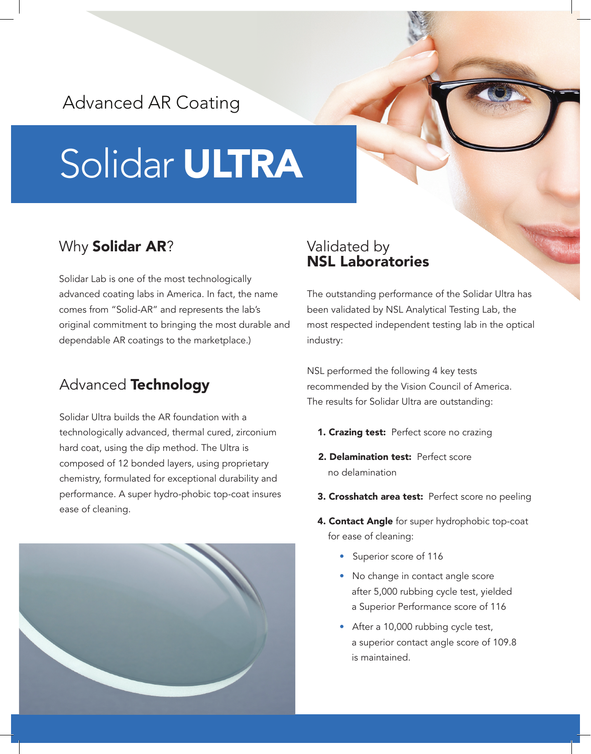Advanced AR Coating

# Solidar **ULTRA**

## Why **Solidar AR**?

Solidar Lab is one of the most technologically advanced coating labs in America. In fact, the name comes from "Solid-AR" and represents the lab's original commitment to bringing the most durable and dependable AR coatings to the marketplace.)

## Advanced **Technology**

Solidar Ultra builds the AR foundation with a technologically advanced, thermal cured, zirconium hard coat, using the dip method. The Ultra is composed of 12 bonded layers, using proprietary chemistry, formulated for exceptional durability and performance. A super hydro-phobic top-coat insures ease of cleaning.

## Validated by **NSL Laboratories**

The outstanding performance of the Solidar Ultra has been validated by NSL Analytical Testing Lab, the most respected independent testing lab in the optical industry:

NSL performed the following 4 key tests recommended by the Vision Council of America. The results for Solidar Ultra are outstanding:

1. **Crazing test:** Perfect score no crazing
2. **Delamination test:** Perfect score no delamination
3. **Crosshatch area test:** Perfect score no peeling
4. **Contact Angle** for super hydrophobic top-coat for ease of cleaning:
   - Superior score of 116
   - No change in contact angle score after 5,000 rubbing cycle test, yielded a Superior Performance score of 116
   - After a 10,000 rubbing cycle test, a superior contact angle score of 109.8 is maintained.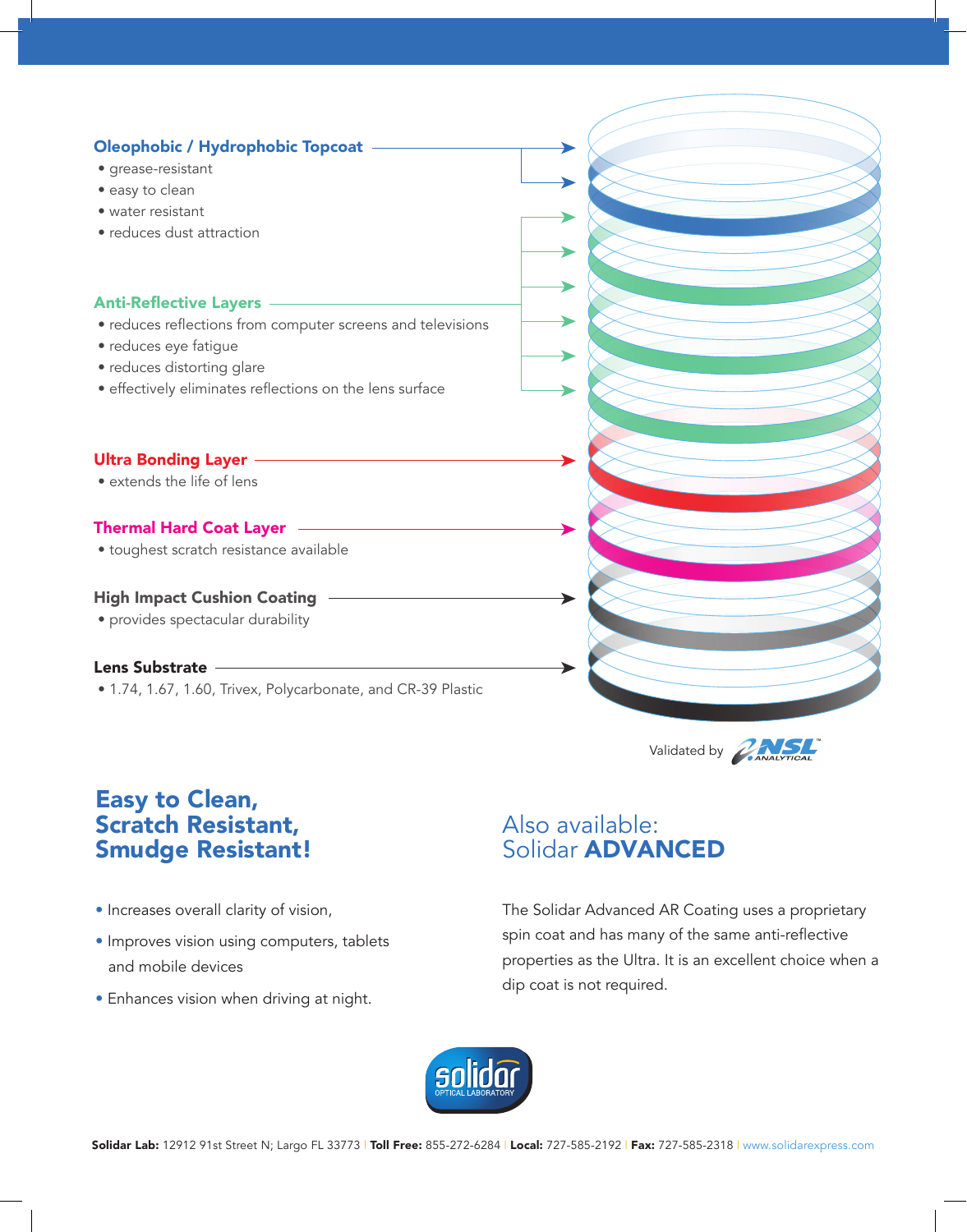### Oleophobic / Hydrophobic Topcoat

- grease-resistant
- easy to clean
- water resistant
- reduces dust attraction

### Anti-Reflective Layers

- reduces reflections from computer screens and televisions
- reduces eye fatigue
- reduces distorting glare
- effectively eliminates reflections on the lens surface

### Ultra Bonding Layer

- extends the life of lens

### Thermal Hard Coat Layer

- toughest scratch resistance available

### High Impact Cushion Coating

- provides spectacular durability

### Lens Substrate

- 1.74, 1.67, 1.60, Trivex, Polycarbonate, and CR-39 Plastic

Validated by NSL Analytical

## Easy to Clean, Scratch Resistant, Smudge Resistant!

- Increases overall clarity of vision,
- Improves vision using computers, tablets and mobile devices
- Enhances vision when driving at night.

## Also available: Solidar **ADVANCED**

The Solidar Advanced AR Coating uses a proprietary spin coat and has many of the same anti-reflective properties as the Ultra. It is an excellent choice when a dip coat is not required.

solidar OPTICAL LABORATORY

**Solidar Lab:** 12912 91st Street N; Largo FL 33773 | **Toll Free:** 855-272-6284 | **Local:** 727-585-2192 | **Fax:** 727-585-2318 | www.solidarexpress.com